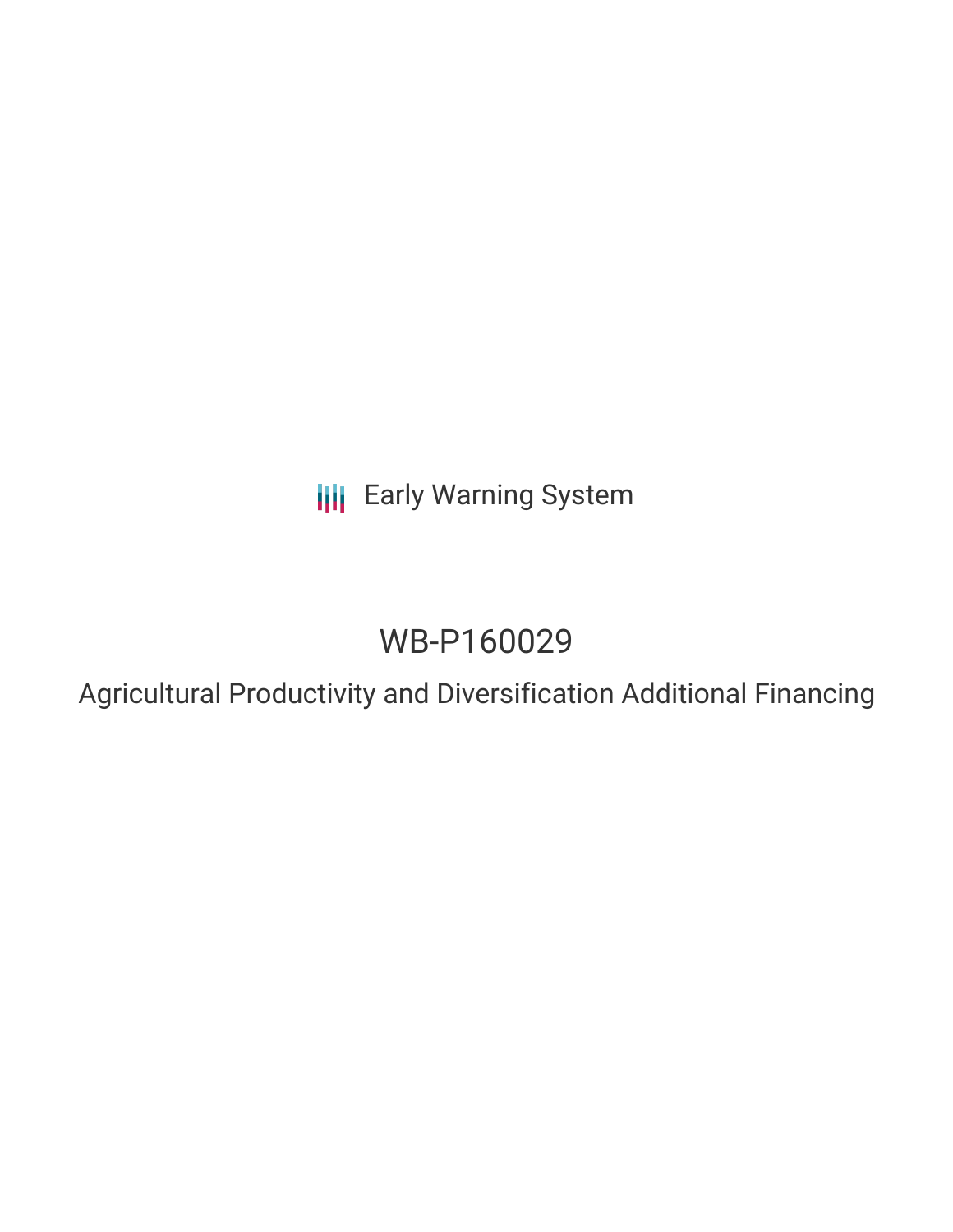Early Warning System

# WB-P160029

## Agricultural Productivity and Diversification Additional Financing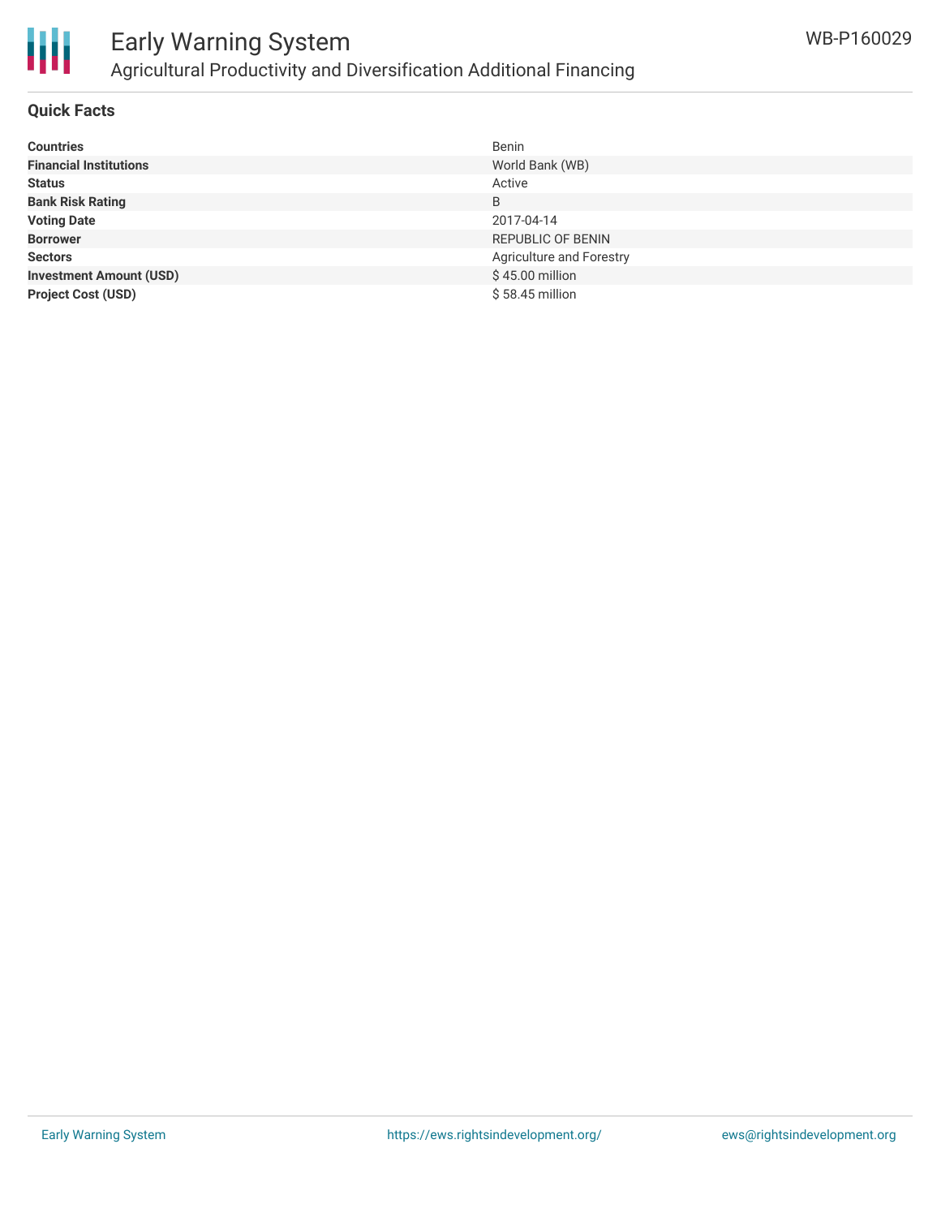## Quick Facts

| | |
|---|---|
| **Countries** | Benin |
| **Financial Institutions** | World Bank (WB) |
| **Status** | Active |
| **Bank Risk Rating** | B |
| **Voting Date** | 2017-04-14 |
| **Borrower** | REPUBLIC OF BENIN |
| **Sectors** | Agriculture and Forestry |
| **Investment Amount (USD)** | $ 45.00 million |
| **Project Cost (USD)** | $ 58.45 million |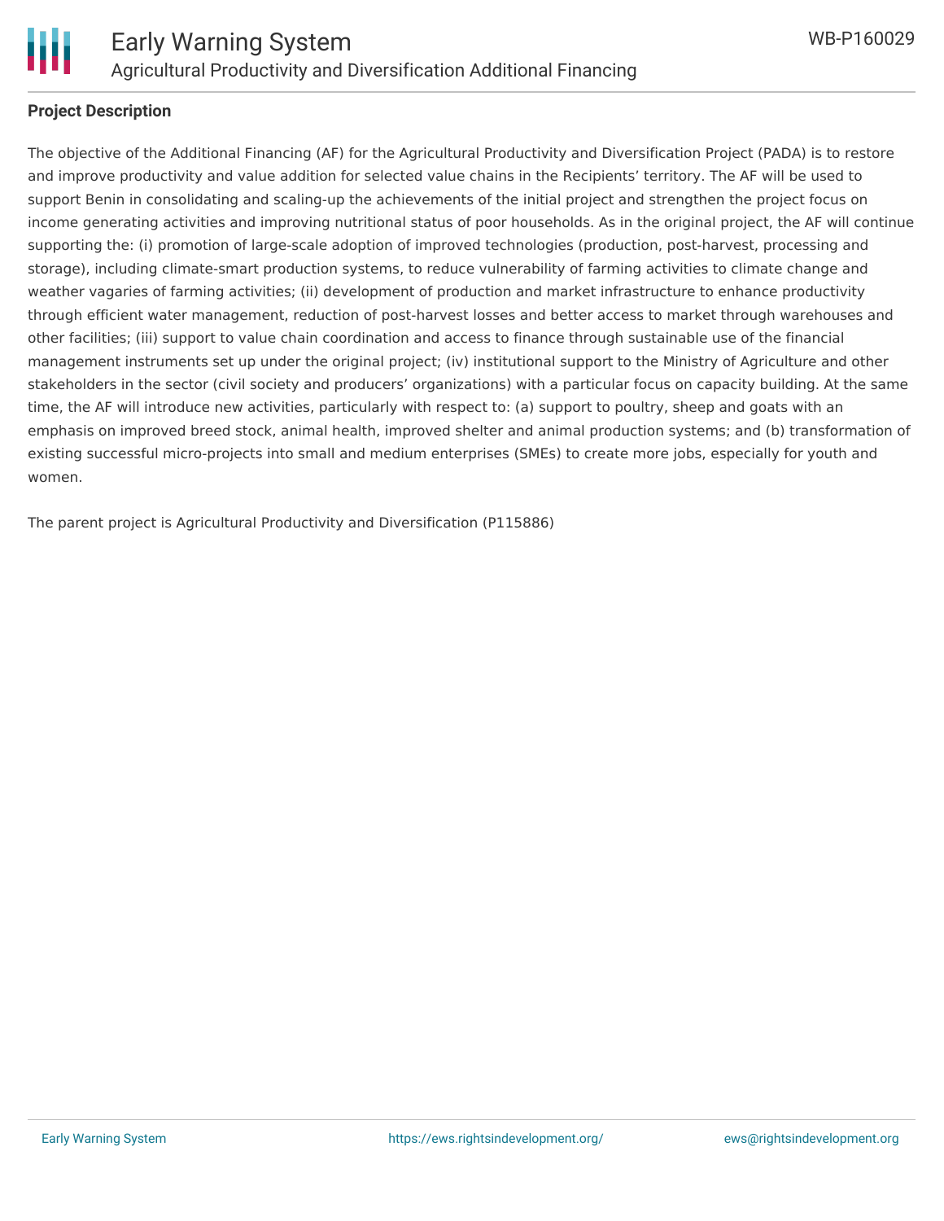**Project Description**

The objective of the Additional Financing (AF) for the Agricultural Productivity and Diversification Project (PADA) is to restore and improve productivity and value addition for selected value chains in the Recipients' territory. The AF will be used to support Benin in consolidating and scaling-up the achievements of the initial project and strengthen the project focus on income generating activities and improving nutritional status of poor households. As in the original project, the AF will continue supporting the: (i) promotion of large-scale adoption of improved technologies (production, post-harvest, processing and storage), including climate-smart production systems, to reduce vulnerability of farming activities to climate change and weather vagaries of farming activities; (ii) development of production and market infrastructure to enhance productivity through efficient water management, reduction of post-harvest losses and better access to market through warehouses and other facilities; (iii) support to value chain coordination and access to finance through sustainable use of the financial management instruments set up under the original project; (iv) institutional support to the Ministry of Agriculture and other stakeholders in the sector (civil society and producers' organizations) with a particular focus on capacity building. At the same time, the AF will introduce new activities, particularly with respect to: (a) support to poultry, sheep and goats with an emphasis on improved breed stock, animal health, improved shelter and animal production systems; and (b) transformation of existing successful micro-projects into small and medium enterprises (SMEs) to create more jobs, especially for youth and women.

The parent project is Agricultural Productivity and Diversification (P115886)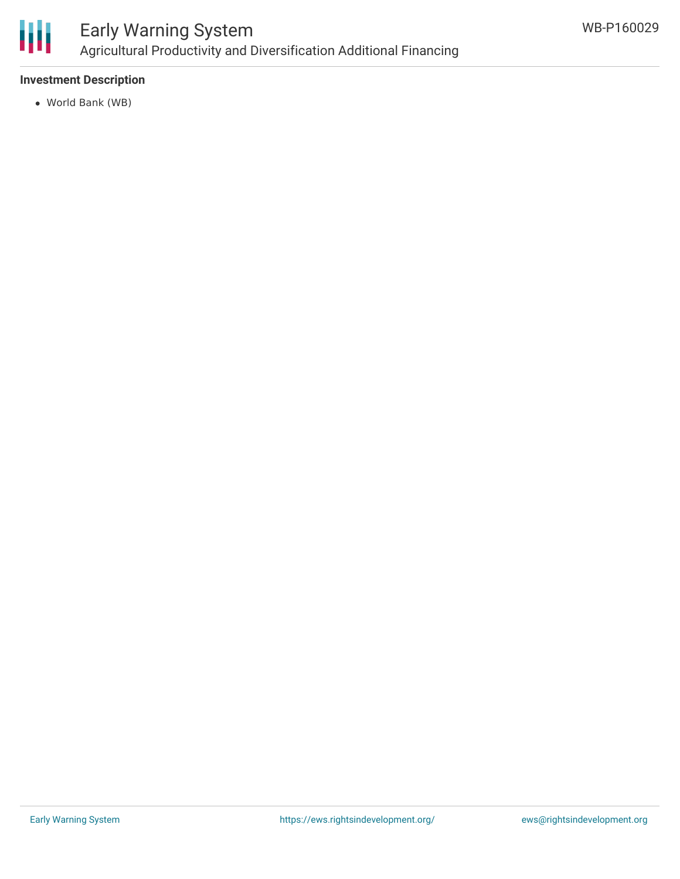## Investment Description

- World Bank (WB)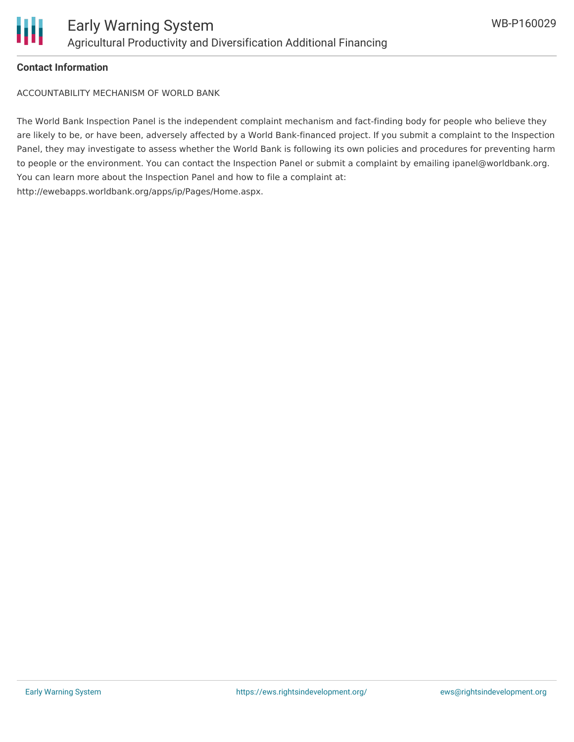## Contact Information

ACCOUNTABILITY MECHANISM OF WORLD BANK

The World Bank Inspection Panel is the independent complaint mechanism and fact-finding body for people who believe they are likely to be, or have been, adversely affected by a World Bank-financed project. If you submit a complaint to the Inspection Panel, they may investigate to assess whether the World Bank is following its own policies and procedures for preventing harm to people or the environment. You can contact the Inspection Panel or submit a complaint by emailing ipanel@worldbank.org. You can learn more about the Inspection Panel and how to file a complaint at: http://ewebapps.worldbank.org/apps/ip/Pages/Home.aspx.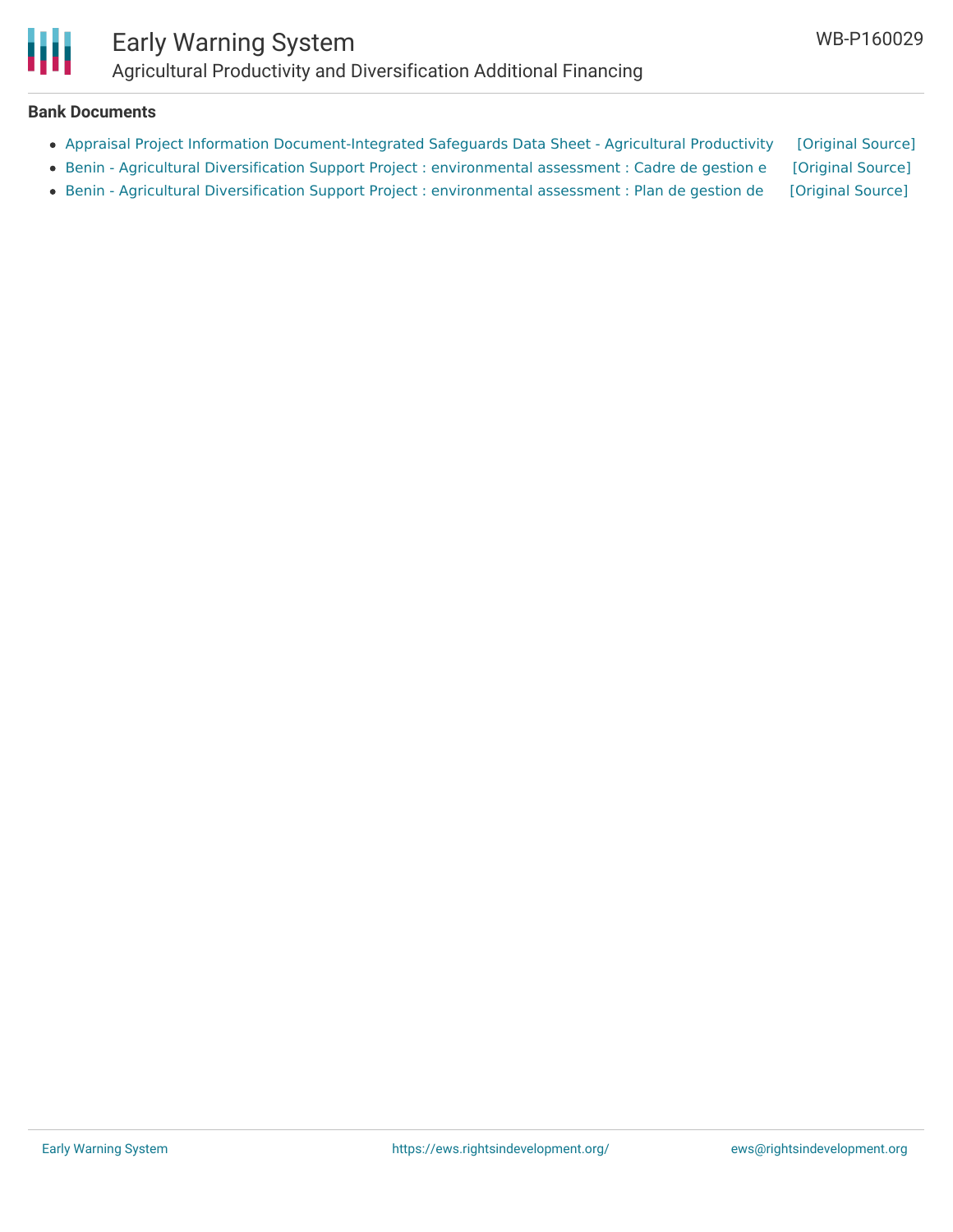## Bank Documents

- Appraisal Project Information Document-Integrated Safeguards Data Sheet - Agricultural Productivity [Original Source]
- Benin - Agricultural Diversification Support Project : environmental assessment : Cadre de gestion e [Original Source]
- Benin - Agricultural Diversification Support Project : environmental assessment : Plan de gestion de [Original Source]